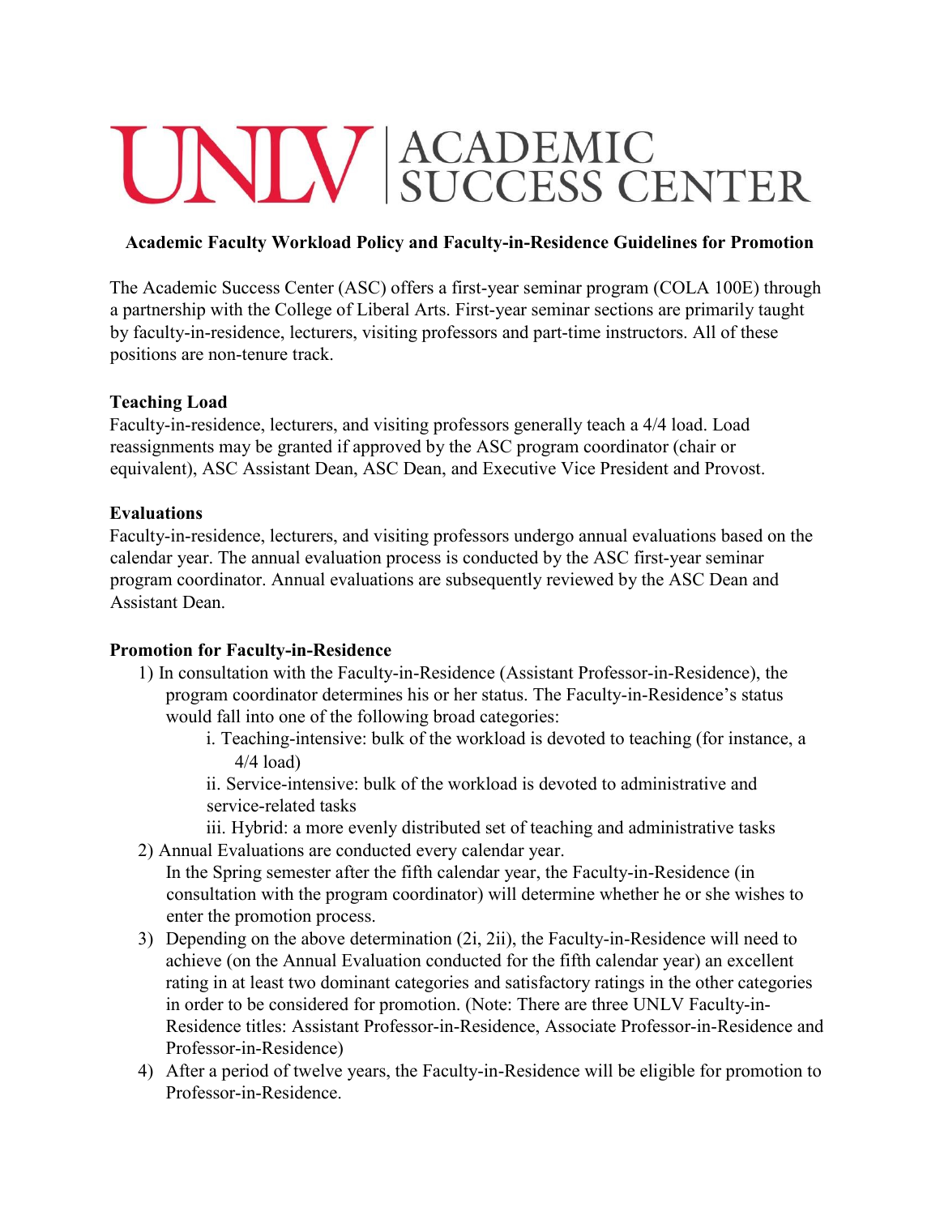# UNLV | ACADEMIC SUCCESS CENTER

**Academic Faculty Workload Policy and Faculty-in-Residence Guidelines for Promotion**

The Academic Success Center (ASC) offers a first-year seminar program (COLA 100E) through a partnership with the College of Liberal Arts. First-year seminar sections are primarily taught by faculty-in-residence, lecturers, visiting professors and part-time instructors. All of these positions are non-tenure track.

**Teaching Load**

Faculty-in-residence, lecturers, and visiting professors generally teach a 4/4 load. Load reassignments may be granted if approved by the ASC program coordinator (chair or equivalent), ASC Assistant Dean, ASC Dean, and Executive Vice President and Provost.

**Evaluations**

Faculty-in-residence, lecturers, and visiting professors undergo annual evaluations based on the calendar year. The annual evaluation process is conducted by the ASC first-year seminar program coordinator. Annual evaluations are subsequently reviewed by the ASC Dean and Assistant Dean.

**Promotion for Faculty-in-Residence**

1) In consultation with the Faculty-in-Residence (Assistant Professor-in-Residence), the program coordinator determines his or her status. The Faculty-in-Residence's status would fall into one of the following broad categories:
   i. Teaching-intensive: bulk of the workload is devoted to teaching (for instance, a 4/4 load)
   ii. Service-intensive: bulk of the workload is devoted to administrative and service-related tasks
   iii. Hybrid: a more evenly distributed set of teaching and administrative tasks
2) Annual Evaluations are conducted every calendar year.
   In the Spring semester after the fifth calendar year, the Faculty-in-Residence (in consultation with the program coordinator) will determine whether he or she wishes to enter the promotion process.
3) Depending on the above determination (2i, 2ii), the Faculty-in-Residence will need to achieve (on the Annual Evaluation conducted for the fifth calendar year) an excellent rating in at least two dominant categories and satisfactory ratings in the other categories in order to be considered for promotion. (Note: There are three UNLV Faculty-in-Residence titles: Assistant Professor-in-Residence, Associate Professor-in-Residence and Professor-in-Residence)
4) After a period of twelve years, the Faculty-in-Residence will be eligible for promotion to Professor-in-Residence.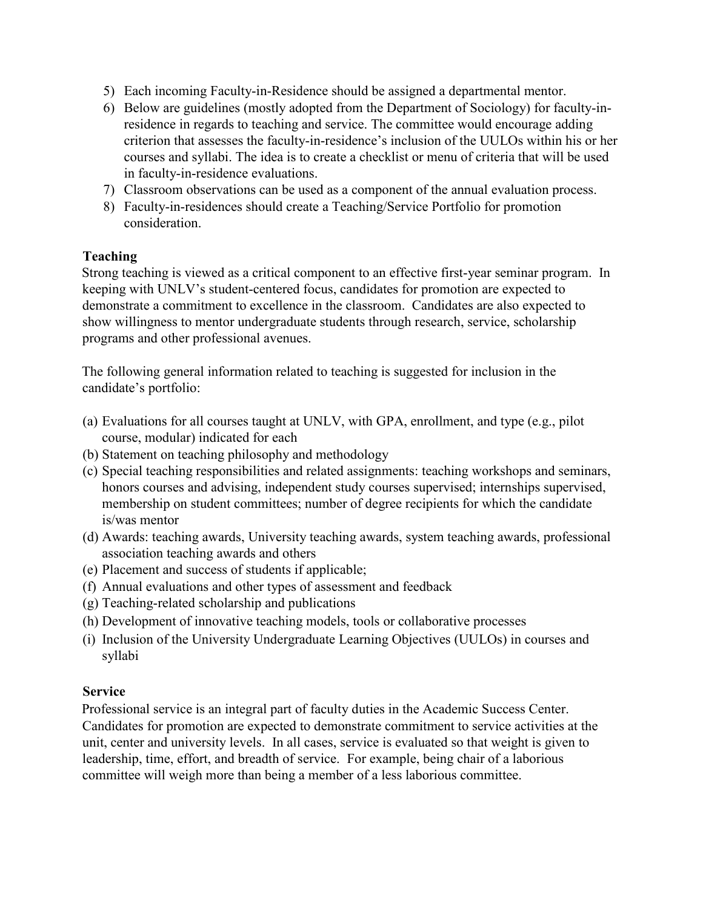5) Each incoming Faculty-in-Residence should be assigned a departmental mentor.
6) Below are guidelines (mostly adopted from the Department of Sociology) for faculty-in-residence in regards to teaching and service. The committee would encourage adding criterion that assesses the faculty-in-residence's inclusion of the UULOs within his or her courses and syllabi. The idea is to create a checklist or menu of criteria that will be used in faculty-in-residence evaluations.
7) Classroom observations can be used as a component of the annual evaluation process.
8) Faculty-in-residences should create a Teaching/Service Portfolio for promotion consideration.

**Teaching**

Strong teaching is viewed as a critical component to an effective first-year seminar program. In keeping with UNLV's student-centered focus, candidates for promotion are expected to demonstrate a commitment to excellence in the classroom. Candidates are also expected to show willingness to mentor undergraduate students through research, service, scholarship programs and other professional avenues.

The following general information related to teaching is suggested for inclusion in the candidate's portfolio:

(a) Evaluations for all courses taught at UNLV, with GPA, enrollment, and type (e.g., pilot course, modular) indicated for each
(b) Statement on teaching philosophy and methodology
(c) Special teaching responsibilities and related assignments: teaching workshops and seminars, honors courses and advising, independent study courses supervised; internships supervised, membership on student committees; number of degree recipients for which the candidate is/was mentor
(d) Awards: teaching awards, University teaching awards, system teaching awards, professional association teaching awards and others
(e) Placement and success of students if applicable;
(f) Annual evaluations and other types of assessment and feedback
(g) Teaching-related scholarship and publications
(h) Development of innovative teaching models, tools or collaborative processes
(i) Inclusion of the University Undergraduate Learning Objectives (UULOs) in courses and syllabi

**Service**

Professional service is an integral part of faculty duties in the Academic Success Center. Candidates for promotion are expected to demonstrate commitment to service activities at the unit, center and university levels. In all cases, service is evaluated so that weight is given to leadership, time, effort, and breadth of service. For example, being chair of a laborious committee will weigh more than being a member of a less laborious committee.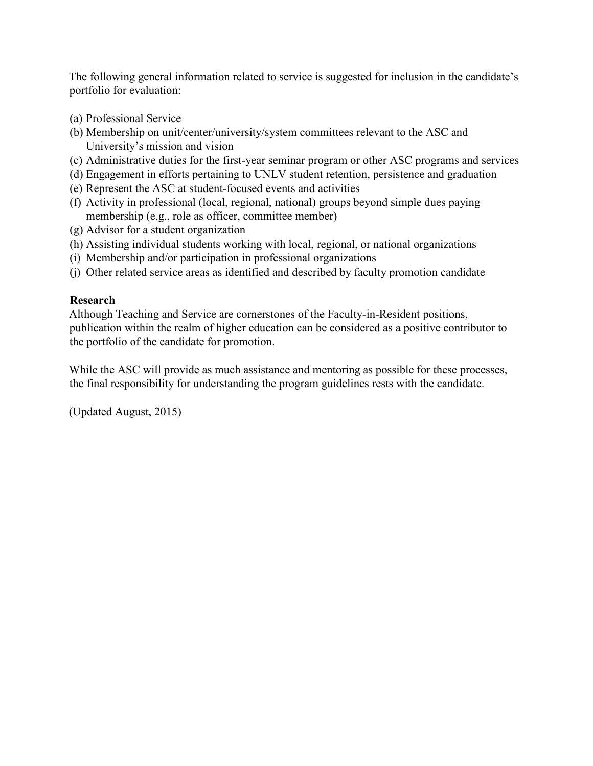The following general information related to service is suggested for inclusion in the candidate's portfolio for evaluation:

(a) Professional Service
(b) Membership on unit/center/university/system committees relevant to the ASC and University's mission and vision
(c) Administrative duties for the first-year seminar program or other ASC programs and services
(d) Engagement in efforts pertaining to UNLV student retention, persistence and graduation
(e) Represent the ASC at student-focused events and activities
(f) Activity in professional (local, regional, national) groups beyond simple dues paying membership (e.g., role as officer, committee member)
(g) Advisor for a student organization
(h) Assisting individual students working with local, regional, or national organizations
(i) Membership and/or participation in professional organizations
(j) Other related service areas as identified and described by faculty promotion candidate

**Research**

Although Teaching and Service are cornerstones of the Faculty-in-Resident positions, publication within the realm of higher education can be considered as a positive contributor to the portfolio of the candidate for promotion.

While the ASC will provide as much assistance and mentoring as possible for these processes, the final responsibility for understanding the program guidelines rests with the candidate.

(Updated August, 2015)